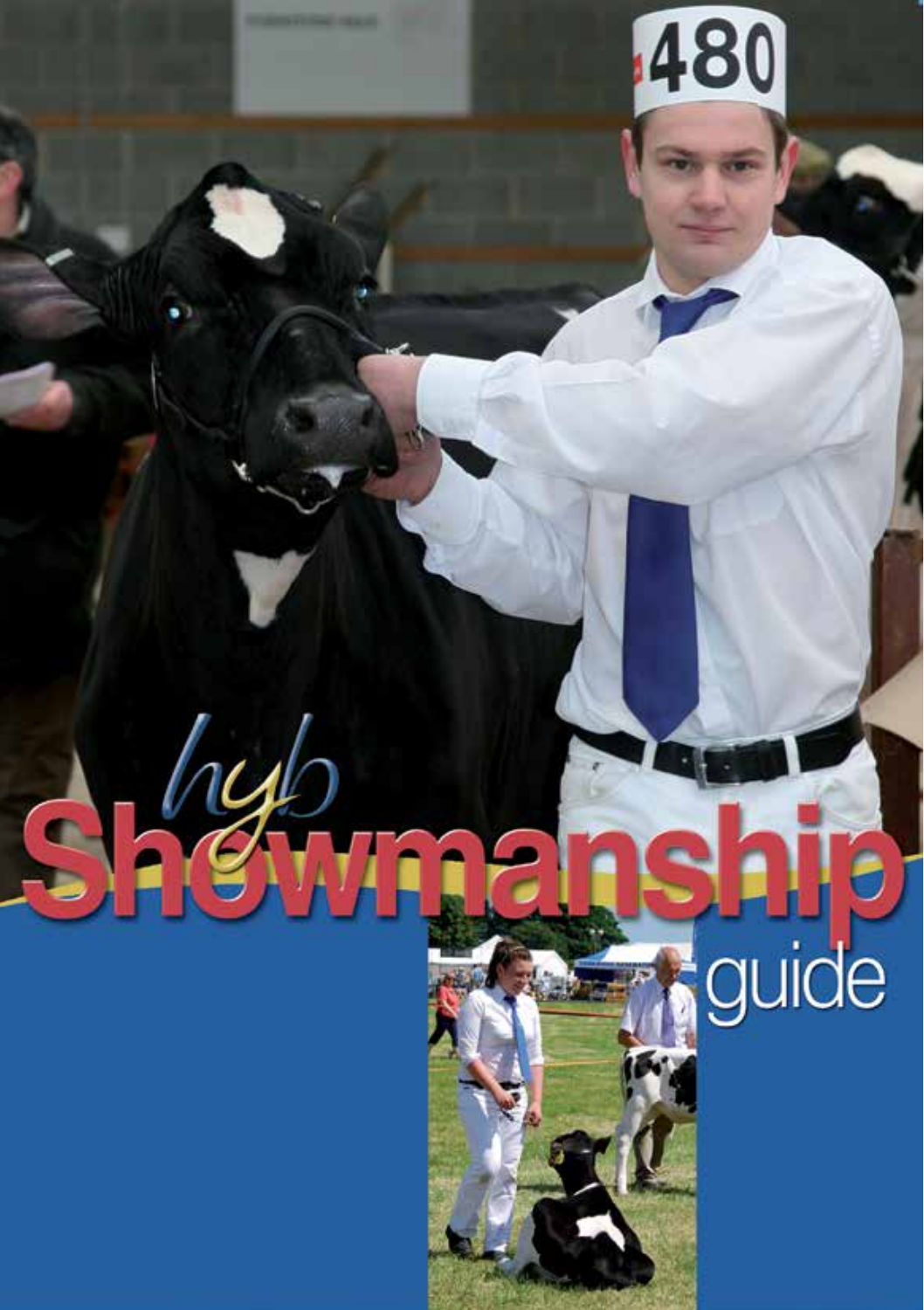# hyb Showmanship guide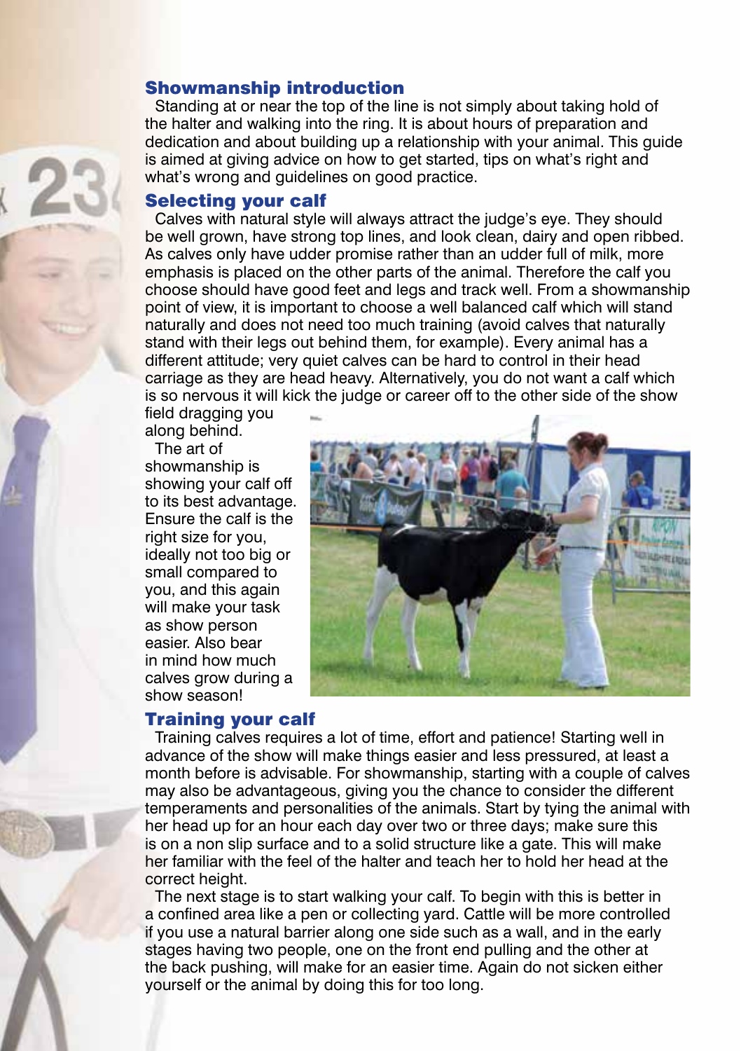## Showmanship introduction

Standing at or near the top of the line is not simply about taking hold of the halter and walking into the ring. It is about hours of preparation and dedication and about building up a relationship with your animal. This guide is aimed at giving advice on how to get started, tips on what's right and what's wrong and guidelines on good practice.

## Selecting your calf

Calves with natural style will always attract the judge's eye. They should be well grown, have strong top lines, and look clean, dairy and open ribbed. As calves only have udder promise rather than an udder full of milk, more emphasis is placed on the other parts of the animal. Therefore the calf you choose should have good feet and legs and track well. From a showmanship point of view, it is important to choose a well balanced calf which will stand naturally and does not need too much training (avoid calves that naturally stand with their legs out behind them, for example). Every animal has a different attitude; very quiet calves can be hard to control in their head carriage as they are head heavy. Alternatively, you do not want a calf which is so nervous it will kick the judge or career off to the other side of the show field dragging you along behind.

The art of showmanship is showing your calf off to its best advantage. Ensure the calf is the right size for you, ideally not too big or small compared to you, and this again will make your task as show person easier. Also bear in mind how much calves grow during a show season!

## Training your calf

Training calves requires a lot of time, effort and patience! Starting well in advance of the show will make things easier and less pressured, at least a month before is advisable. For showmanship, starting with a couple of calves may also be advantageous, giving you the chance to consider the different temperaments and personalities of the animals. Start by tying the animal with her head up for an hour each day over two or three days; make sure this is on a non slip surface and to a solid structure like a gate. This will make her familiar with the feel of the halter and teach her to hold her head at the correct height.

The next stage is to start walking your calf. To begin with this is better in a confined area like a pen or collecting yard. Cattle will be more controlled if you use a natural barrier along one side such as a wall, and in the early stages having two people, one on the front end pulling and the other at the back pushing, will make for an easier time. Again do not sicken either yourself or the animal by doing this for too long.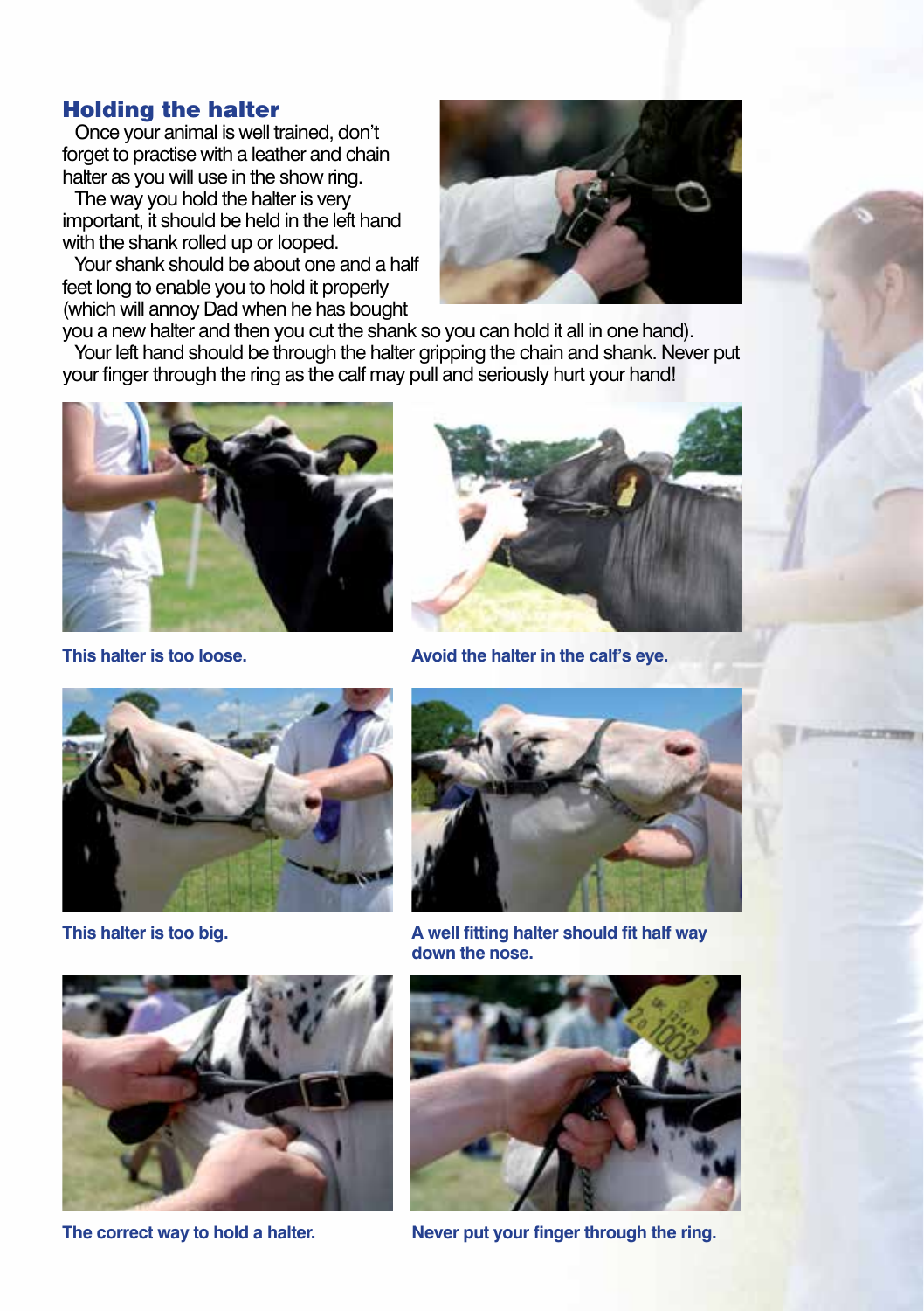## Holding the halter

Once your animal is well trained, don't forget to practise with a leather and chain halter as you will use in the show ring.

The way you hold the halter is very important, it should be held in the left hand with the shank rolled up or looped.

Your shank should be about one and a half feet long to enable you to hold it properly (which will annoy Dad when he has bought you a new halter and then you cut the shank so you can hold it all in one hand).

Your left hand should be through the halter gripping the chain and shank. Never put your finger through the ring as the calf may pull and seriously hurt your hand!

**This halter is too loose.**

**Avoid the halter in the calf's eye.**

**This halter is too big.**

**A well fitting halter should fit half way down the nose.**

**The correct way to hold a halter.**

**Never put your finger through the ring.**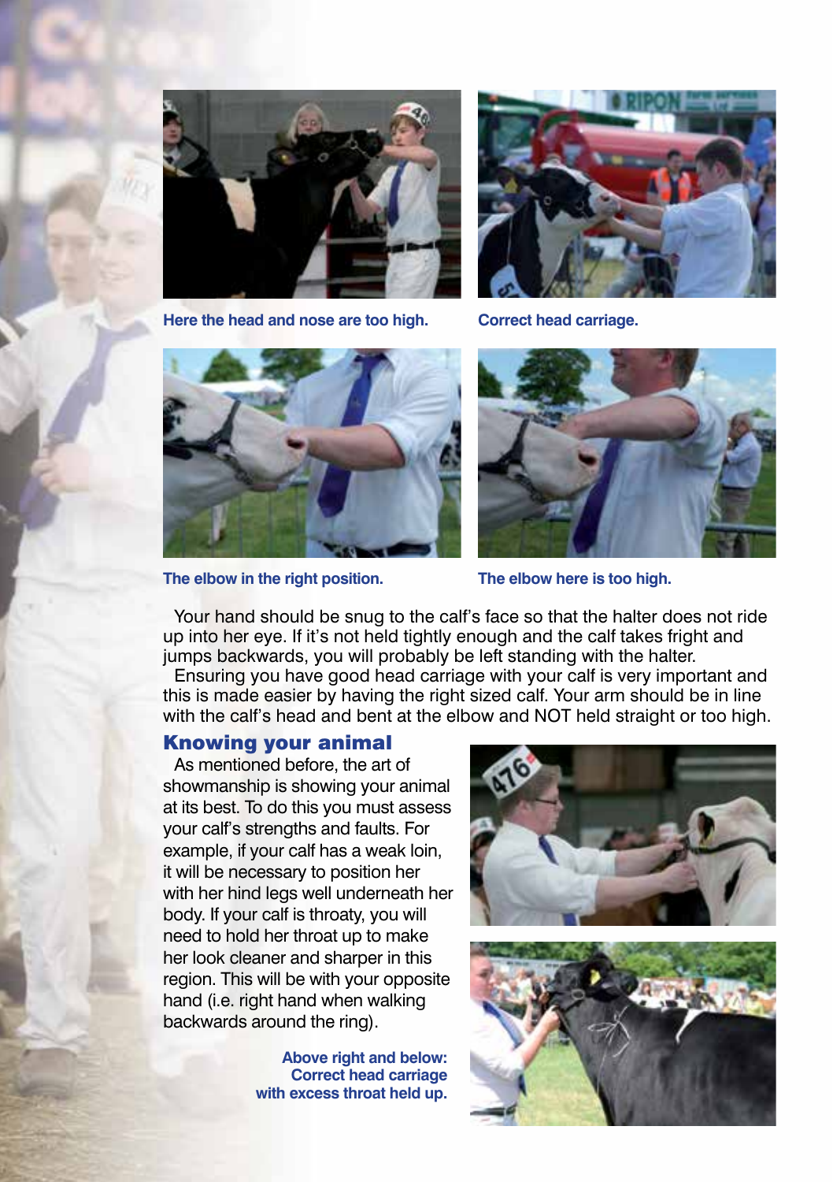Here the head and nose are too high.

Correct head carriage.

The elbow in the right position.

The elbow here is too high.

Your hand should be snug to the calf's face so that the halter does not ride up into her eye. If it's not held tightly enough and the calf takes fright and jumps backwards, you will probably be left standing with the halter.

Ensuring you have good head carriage with your calf is very important and this is made easier by having the right sized calf. Your arm should be in line with the calf's head and bent at the elbow and NOT held straight or too high.

## Knowing your animal

As mentioned before, the art of showmanship is showing your animal at its best. To do this you must assess your calf's strengths and faults. For example, if your calf has a weak loin, it will be necessary to position her with her hind legs well underneath her body. If your calf is throaty, you will need to hold her throat up to make her look cleaner and sharper in this region. This will be with your opposite hand (i.e. right hand when walking backwards around the ring).

**Above right and below: Correct head carriage with excess throat held up.**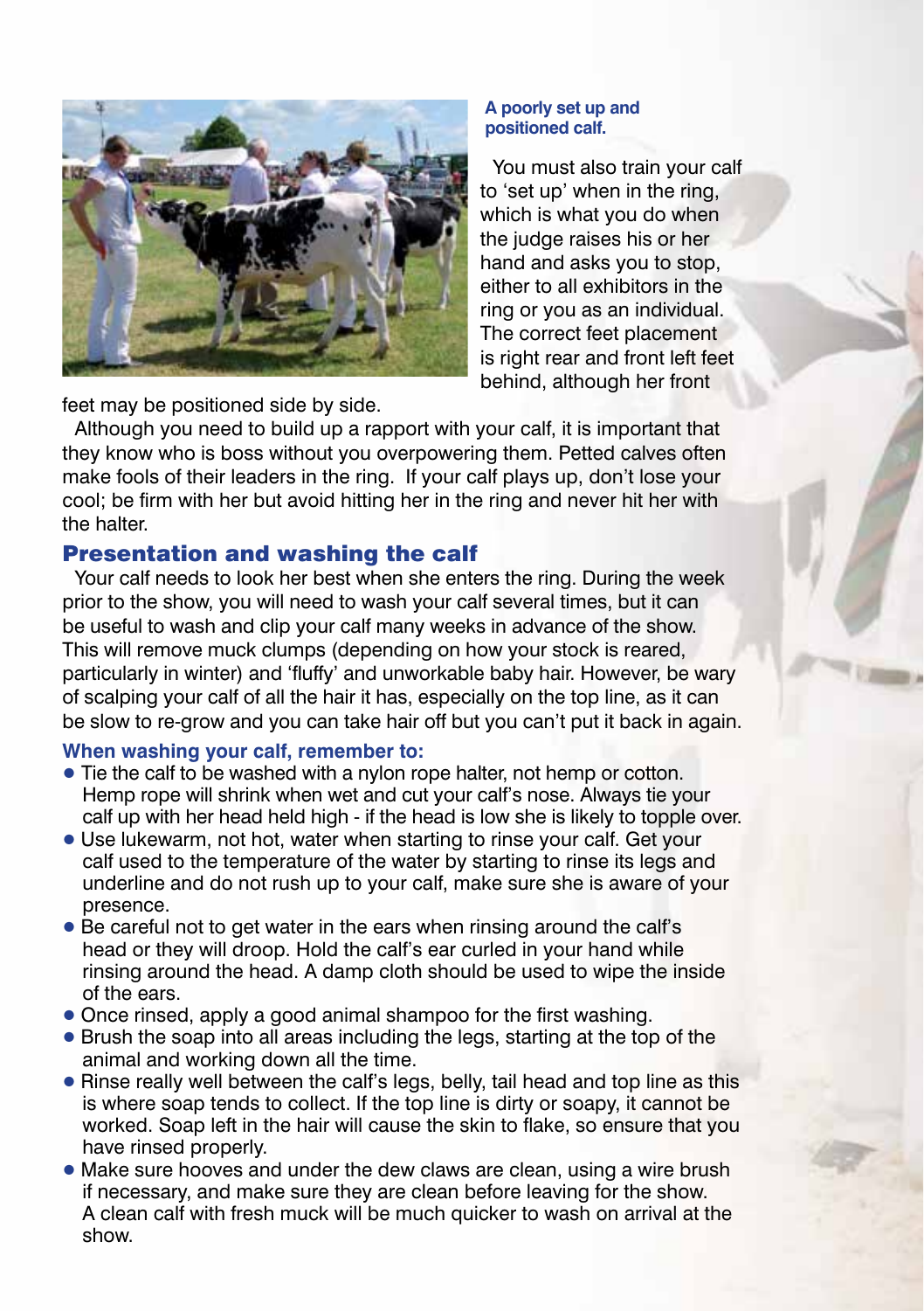**A poorly set up and positioned calf.**

You must also train your calf to 'set up' when in the ring, which is what you do when the judge raises his or her hand and asks you to stop, either to all exhibitors in the ring or you as an individual. The correct feet placement is right rear and front left feet behind, although her front feet may be positioned side by side.

Although you need to build up a rapport with your calf, it is important that they know who is boss without you overpowering them. Petted calves often make fools of their leaders in the ring. If your calf plays up, don't lose your cool; be firm with her but avoid hitting her in the ring and never hit her with the halter.

## Presentation and washing the calf

Your calf needs to look her best when she enters the ring. During the week prior to the show, you will need to wash your calf several times, but it can be useful to wash and clip your calf many weeks in advance of the show. This will remove muck clumps (depending on how your stock is reared, particularly in winter) and 'fluffy' and unworkable baby hair. However, be wary of scalping your calf of all the hair it has, especially on the top line, as it can be slow to re-grow and you can take hair off but you can't put it back in again.

### When washing your calf, remember to:

- Tie the calf to be washed with a nylon rope halter, not hemp or cotton. Hemp rope will shrink when wet and cut your calf's nose. Always tie your calf up with her head held high - if the head is low she is likely to topple over.
- Use lukewarm, not hot, water when starting to rinse your calf. Get your calf used to the temperature of the water by starting to rinse its legs and underline and do not rush up to your calf, make sure she is aware of your presence.
- Be careful not to get water in the ears when rinsing around the calf's head or they will droop. Hold the calf's ear curled in your hand while rinsing around the head. A damp cloth should be used to wipe the inside of the ears.
- Once rinsed, apply a good animal shampoo for the first washing.
- Brush the soap into all areas including the legs, starting at the top of the animal and working down all the time.
- Rinse really well between the calf's legs, belly, tail head and top line as this is where soap tends to collect. If the top line is dirty or soapy, it cannot be worked. Soap left in the hair will cause the skin to flake, so ensure that you have rinsed properly.
- Make sure hooves and under the dew claws are clean, using a wire brush if necessary, and make sure they are clean before leaving for the show. A clean calf with fresh muck will be much quicker to wash on arrival at the show.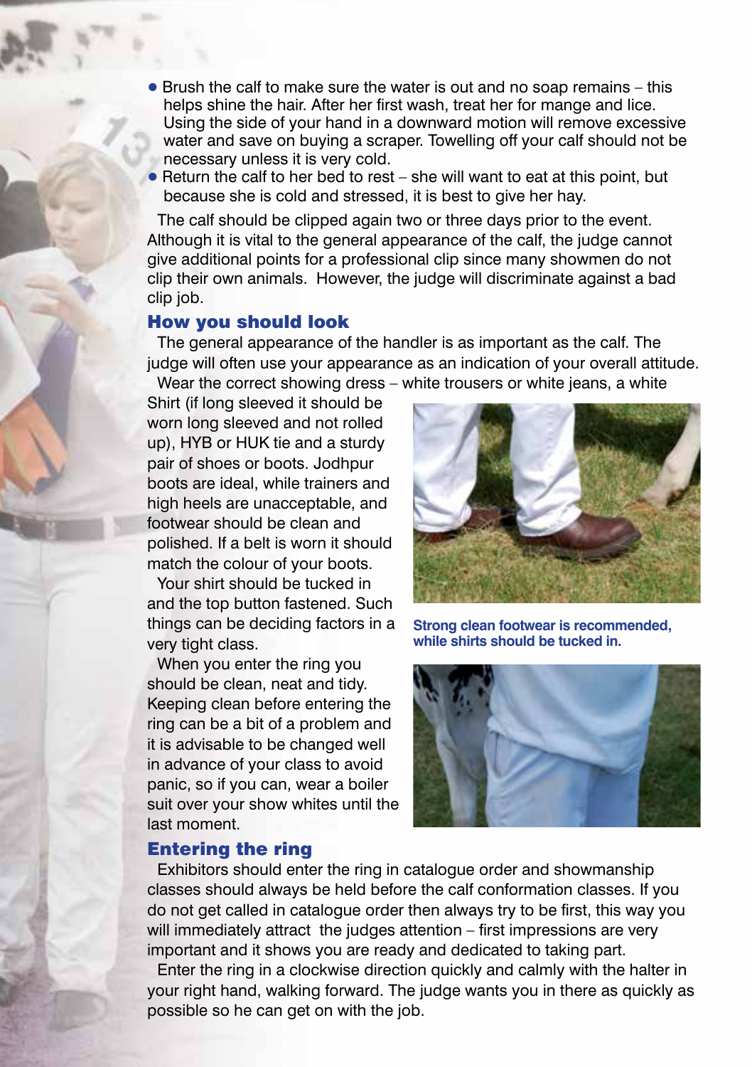- Brush the calf to make sure the water is out and no soap remains – this helps shine the hair. After her first wash, treat her for mange and lice. Using the side of your hand in a downward motion will remove excessive water and save on buying a scraper. Towelling off your calf should not be necessary unless it is very cold.
- Return the calf to her bed to rest – she will want to eat at this point, but because she is cold and stressed, it is best to give her hay.

The calf should be clipped again two or three days prior to the event. Although it is vital to the general appearance of the calf, the judge cannot give additional points for a professional clip since many showmen do not clip their own animals. However, the judge will discriminate against a bad clip job.

## How you should look

The general appearance of the handler is as important as the calf. The judge will often use your appearance as an indication of your overall attitude.

Wear the correct showing dress – white trousers or white jeans, a white Shirt (if long sleeved it should be worn long sleeved and not rolled up), HYB or HUK tie and a sturdy pair of shoes or boots. Jodhpur boots are ideal, while trainers and high heels are unacceptable, and footwear should be clean and polished. If a belt is worn it should match the colour of your boots.

Your shirt should be tucked in and the top button fastened. Such things can be deciding factors in a very tight class.

When you enter the ring you should be clean, neat and tidy. Keeping clean before entering the ring can be a bit of a problem and it is advisable to be changed well in advance of your class to avoid panic, so if you can, wear a boiler suit over your show whites until the last moment.

**Strong clean footwear is recommended, while shirts should be tucked in.**

## Entering the ring

Exhibitors should enter the ring in catalogue order and showmanship classes should always be held before the calf conformation classes. If you do not get called in catalogue order then always try to be first, this way you will immediately attract the judges attention – first impressions are very important and it shows you are ready and dedicated to taking part.

Enter the ring in a clockwise direction quickly and calmly with the halter in your right hand, walking forward. The judge wants you in there as quickly as possible so he can get on with the job.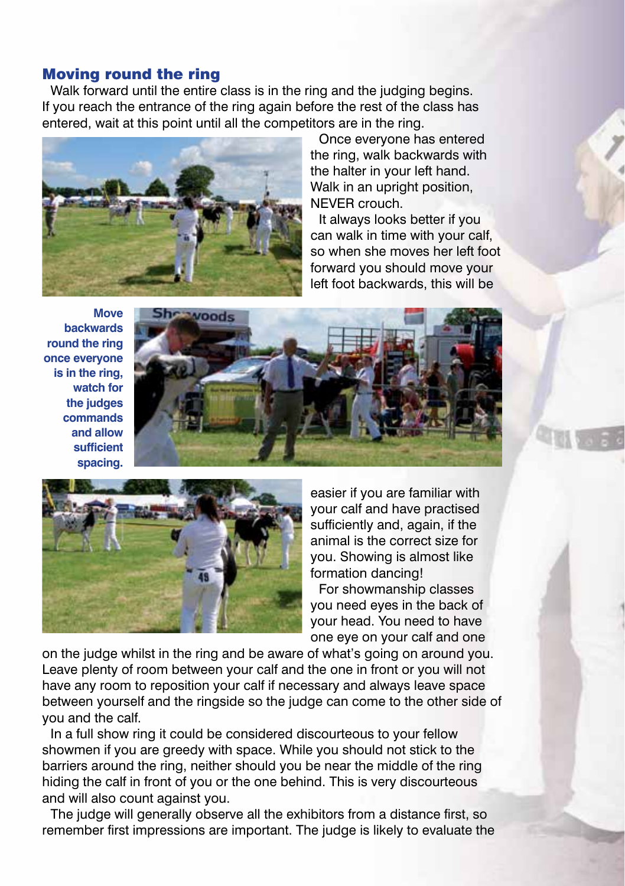## Moving round the ring

Walk forward until the entire class is in the ring and the judging begins. If you reach the entrance of the ring again before the rest of the class has entered, wait at this point until all the competitors are in the ring.

Once everyone has entered the ring, walk backwards with the halter in your left hand. Walk in an upright position, NEVER crouch.

It always looks better if you can walk in time with your calf, so when she moves her left foot forward you should move your left foot backwards, this will be easier if you are familiar with your calf and have practised sufficiently and, again, if the animal is the correct size for you. Showing is almost like formation dancing!

**Move backwards round the ring once everyone is in the ring, watch for the judges commands and allow sufficient spacing.**

For showmanship classes you need eyes in the back of your head. You need to have one eye on your calf and one on the judge whilst in the ring and be aware of what's going on around you. Leave plenty of room between your calf and the one in front or you will not have any room to reposition your calf if necessary and always leave space between yourself and the ringside so the judge can come to the other side of you and the calf.

In a full show ring it could be considered discourteous to your fellow showmen if you are greedy with space. While you should not stick to the barriers around the ring, neither should you be near the middle of the ring hiding the calf in front of you or the one behind. This is very discourteous and will also count against you.

The judge will generally observe all the exhibitors from a distance first, so remember first impressions are important. The judge is likely to evaluate the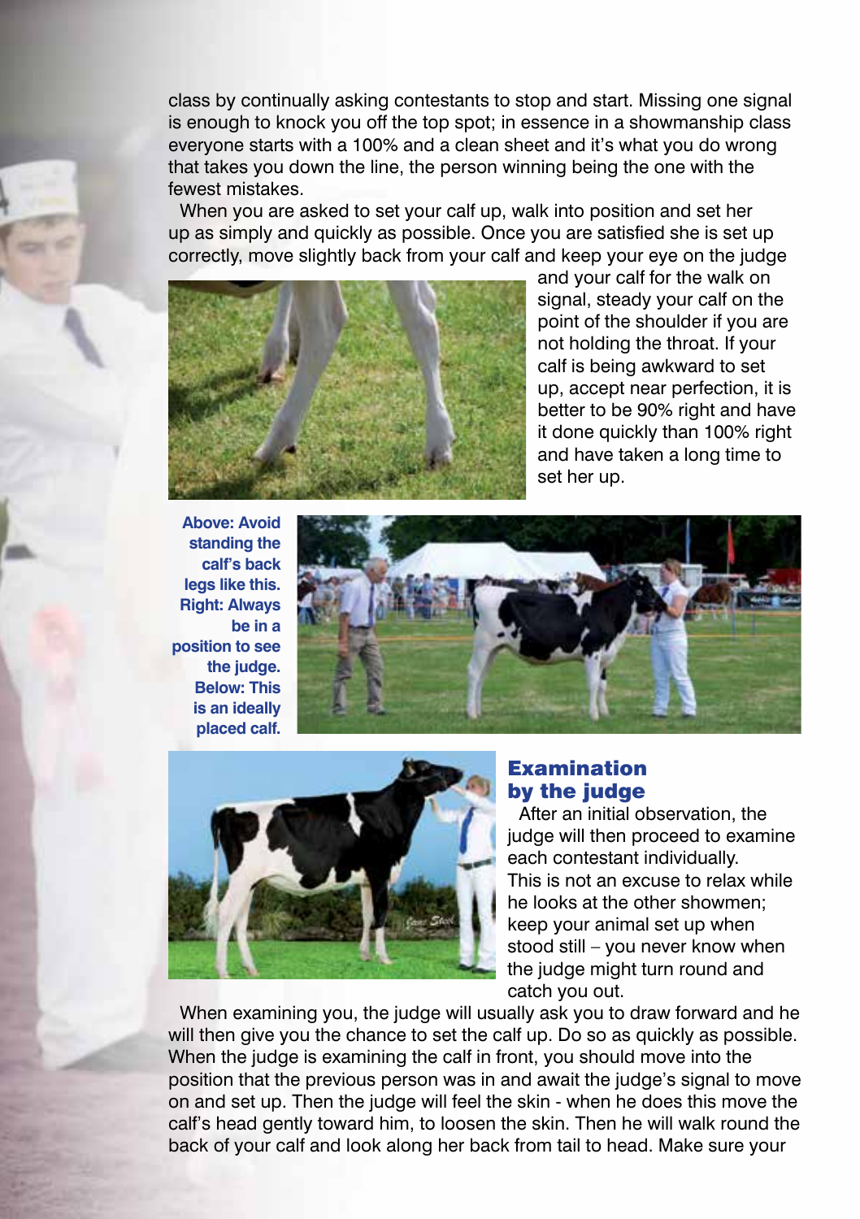class by continually asking contestants to stop and start. Missing one signal is enough to knock you off the top spot; in essence in a showmanship class everyone starts with a 100% and a clean sheet and it's what you do wrong that takes you down the line, the person winning being the one with the fewest mistakes.

When you are asked to set your calf up, walk into position and set her up as simply and quickly as possible. Once you are satisfied she is set up correctly, move slightly back from your calf and keep your eye on the judge and your calf for the walk on signal, steady your calf on the point of the shoulder if you are not holding the throat. If your calf is being awkward to set up, accept near perfection, it is better to be 90% right and have it done quickly than 100% right and have taken a long time to set her up.

**Above: Avoid standing the calf's back legs like this. Right: Always be in a position to see the judge. Below: This is an ideally placed calf.**

## Examination by the judge

After an initial observation, the judge will then proceed to examine each contestant individually. This is not an excuse to relax while he looks at the other showmen; keep your animal set up when stood still – you never know when the judge might turn round and catch you out.

When examining you, the judge will usually ask you to draw forward and he will then give you the chance to set the calf up. Do so as quickly as possible. When the judge is examining the calf in front, you should move into the position that the previous person was in and await the judge's signal to move on and set up. Then the judge will feel the skin - when he does this move the calf's head gently toward him, to loosen the skin. Then he will walk round the back of your calf and look along her back from tail to head. Make sure your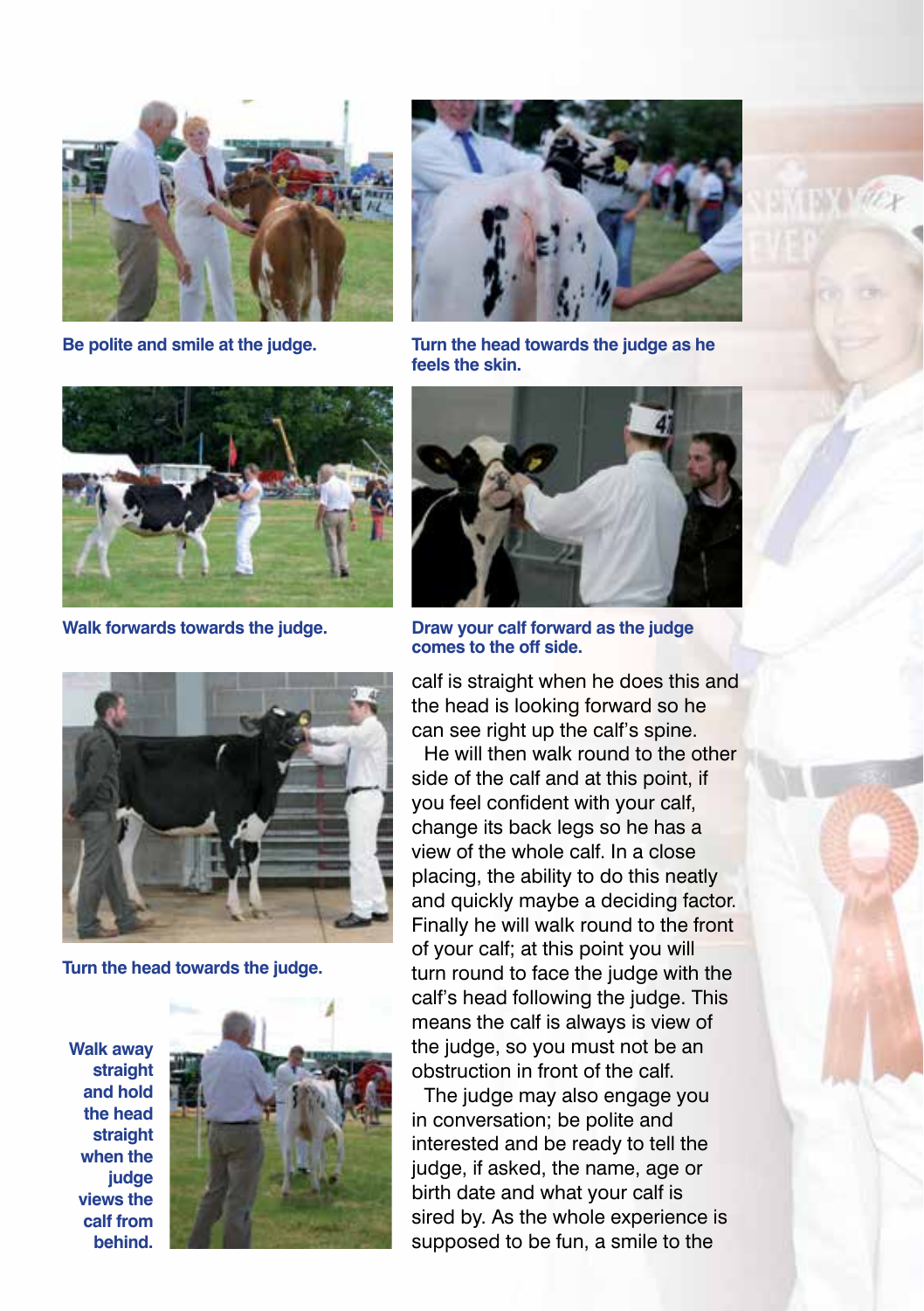**Be polite and smile at the judge.**

**Turn the head towards the judge as he feels the skin.**

**Walk forwards towards the judge.**

**Draw your calf forward as the judge comes to the off side.**

**Turn the head towards the judge.**

**Walk away straight and hold the head straight when the judge views the calf from behind.**

calf is straight when he does this and the head is looking forward so he can see right up the calf's spine.

He will then walk round to the other side of the calf and at this point, if you feel confident with your calf, change its back legs so he has a view of the whole calf. In a close placing, the ability to do this neatly and quickly maybe a deciding factor. Finally he will walk round to the front of your calf; at this point you will turn round to face the judge with the calf's head following the judge. This means the calf is always is view of the judge, so you must not be an obstruction in front of the calf.

The judge may also engage you in conversation; be polite and interested and be ready to tell the judge, if asked, the name, age or birth date and what your calf is sired by. As the whole experience is supposed to be fun, a smile to the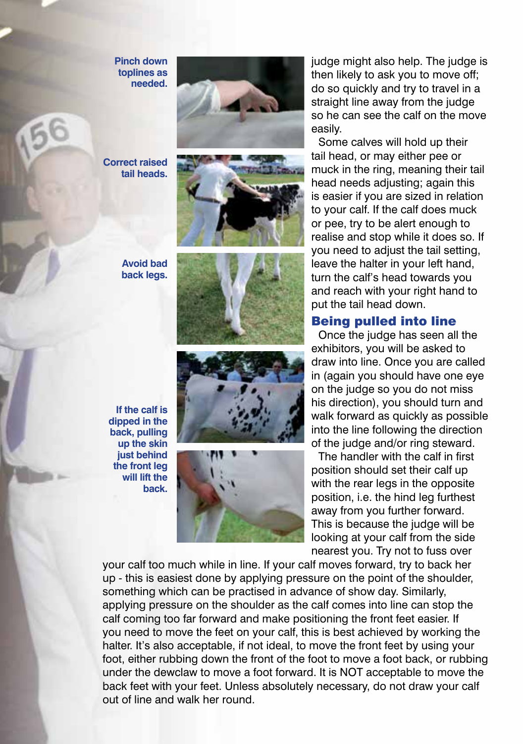Pinch down toplines as needed.

Correct raised tail heads.

Avoid bad back legs.

If the calf is dipped in the back, pulling up the skin just behind the front leg will lift the back.

judge might also help. The judge is then likely to ask you to move off; do so quickly and try to travel in a straight line away from the judge so he can see the calf on the move easily.

Some calves will hold up their tail head, or may either pee or muck in the ring, meaning their tail head needs adjusting; again this is easier if you are sized in relation to your calf. If the calf does muck or pee, try to be alert enough to realise and stop while it does so. If you need to adjust the tail setting, leave the halter in your left hand, turn the calf's head towards you and reach with your right hand to put the tail head down.

## Being pulled into line

Once the judge has seen all the exhibitors, you will be asked to draw into line. Once you are called in (again you should have one eye on the judge so you do not miss his direction), you should turn and walk forward as quickly as possible into the line following the direction of the judge and/or ring steward.

The handler with the calf in first position should set their calf up with the rear legs in the opposite position, i.e. the hind leg furthest away from you further forward. This is because the judge will be looking at your calf from the side nearest you. Try not to fuss over your calf too much while in line. If your calf moves forward, try to back her up - this is easiest done by applying pressure on the point of the shoulder, something which can be practised in advance of show day. Similarly, applying pressure on the shoulder as the calf comes into line can stop the calf coming too far forward and make positioning the front feet easier. If you need to move the feet on your calf, this is best achieved by working the halter. It's also acceptable, if not ideal, to move the front feet by using your foot, either rubbing down the front of the foot to move a foot back, or rubbing under the dewclaw to move a foot forward. It is NOT acceptable to move the back feet with your feet. Unless absolutely necessary, do not draw your calf out of line and walk her round.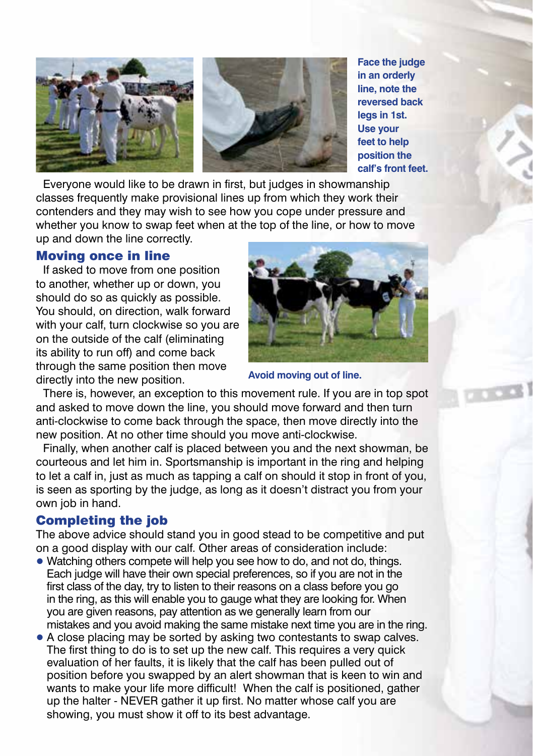Face the judge in an orderly line, note the reversed back legs in 1st. Use your feet to help position the calf's front feet.

Everyone would like to be drawn in first, but judges in showmanship classes frequently make provisional lines up from which they work their contenders and they may wish to see how you cope under pressure and whether you know to swap feet when at the top of the line, or how to move up and down the line correctly.

## Moving once in line

If asked to move from one position to another, whether up or down, you should do so as quickly as possible. You should, on direction, walk forward with your calf, turn clockwise so you are on the outside of the calf (eliminating its ability to run off) and come back through the same position then move directly into the new position.

Avoid moving out of line.

There is, however, an exception to this movement rule. If you are in top spot and asked to move down the line, you should move forward and then turn anti-clockwise to come back through the space, then move directly into the new position. At no other time should you move anti-clockwise.

Finally, when another calf is placed between you and the next showman, be courteous and let him in. Sportsmanship is important in the ring and helping to let a calf in, just as much as tapping a calf on should it stop in front of you, is seen as sporting by the judge, as long as it doesn't distract you from your own job in hand.

## Completing the job

The above advice should stand you in good stead to be competitive and put on a good display with our calf. Other areas of consideration include:

- Watching others compete will help you see how to do, and not do, things. Each judge will have their own special preferences, so if you are not in the first class of the day, try to listen to their reasons on a class before you go in the ring, as this will enable you to gauge what they are looking for. When you are given reasons, pay attention as we generally learn from our mistakes and you avoid making the same mistake next time you are in the ring.
- A close placing may be sorted by asking two contestants to swap calves. The first thing to do is to set up the new calf. This requires a very quick evaluation of her faults, it is likely that the calf has been pulled out of position before you swapped by an alert showman that is keen to win and wants to make your life more difficult! When the calf is positioned, gather up the halter - NEVER gather it up first. No matter whose calf you are showing, you must show it off to its best advantage.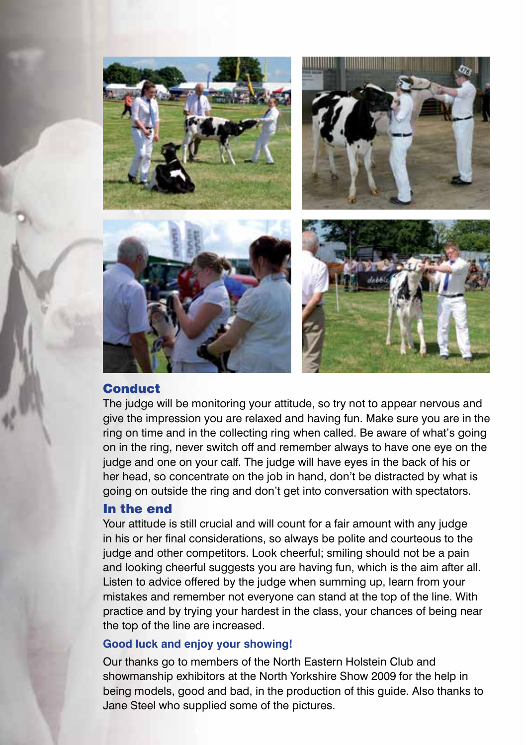## Conduct

The judge will be monitoring your attitude, so try not to appear nervous and give the impression you are relaxed and having fun. Make sure you are in the ring on time and in the collecting ring when called. Be aware of what's going on in the ring, never switch off and remember always to have one eye on the judge and one on your calf. The judge will have eyes in the back of his or her head, so concentrate on the job in hand, don't be distracted by what is going on outside the ring and don't get into conversation with spectators.

## In the end

Your attitude is still crucial and will count for a fair amount with any judge in his or her final considerations, so always be polite and courteous to the judge and other competitors. Look cheerful; smiling should not be a pain and looking cheerful suggests you are having fun, which is the aim after all. Listen to advice offered by the judge when summing up, learn from your mistakes and remember not everyone can stand at the top of the line. With practice and by trying your hardest in the class, your chances of being near the top of the line are increased.

### Good luck and enjoy your showing!

Our thanks go to members of the North Eastern Holstein Club and showmanship exhibitors at the North Yorkshire Show 2009 for the help in being models, good and bad, in the production of this guide. Also thanks to Jane Steel who supplied some of the pictures.